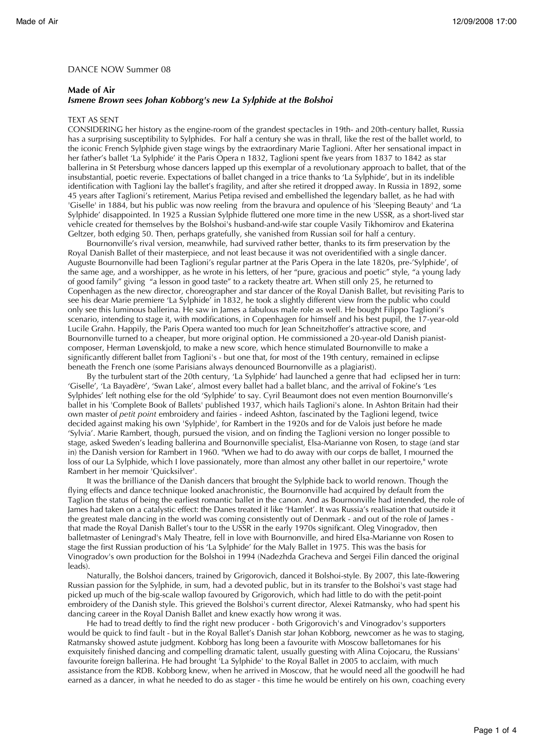DANCE NOW Summer 08

**Made of Air**
***Ismene Brown sees Johan Kobborg's new La Sylphide at the Bolshoi***

TEXT AS SENT

CONSIDERING her history as the engine-room of the grandest spectacles in 19th- and 20th-century ballet, Russia has a surprising susceptibility to Sylphides. For half a century she was in thrall, like the rest of the ballet world, to the iconic French Sylphide given stage wings by the extraordinary Marie Taglioni. After her sensational impact in her father's ballet 'La Sylphide' it the Paris Opera n 1832, Taglioni spent five years from 1837 to 1842 as star ballerina in St Petersburg whose dancers lapped up this exemplar of a revolutionary approach to ballet, that of the insubstantial, poetic reverie. Expectations of ballet changed in a trice thanks to 'La Sylphide', but in its indelible identification with Taglioni lay the ballet's fragility, and after she retired it dropped away. In Russia in 1892, some 45 years after Taglioni's retirement, Marius Petipa revised and embellished the legendary ballet, as he had with 'Giselle' in 1884, but his public was now reeling from the bravura and opulence of his 'Sleeping Beauty' and 'La Sylphide' disappointed. In 1925 a Russian Sylphide fluttered one more time in the new USSR, as a short-lived star vehicle created for themselves by the Bolshoi's husband-and-wife star couple Vasily Tikhomirov and Ekaterina Geltzer, both edging 50. Then, perhaps gratefully, she vanished from Russian soil for half a century.

Bournonville's rival version, meanwhile, had survived rather better, thanks to its firm preservation by the Royal Danish Ballet of their masterpiece, and not least because it was not overidentified with a single dancer. Auguste Bournonville had been Taglioni's regular partner at the Paris Opera in the late 1820s, pre-'Sylphide', of the same age, and a worshipper, as he wrote in his letters, of her "pure, gracious and poetic" style, "a young lady of good family" giving "a lesson in good taste" to a rackety theatre art. When still only 25, he returned to Copenhagen as the new director, choreographer and star dancer of the Royal Danish Ballet, but revisiting Paris to see his dear Marie premiere 'La Sylphide' in 1832, he took a slightly different view from the public who could only see this luminous ballerina. He saw in James a fabulous male role as well. He bought Filippo Taglioni's scenario, intending to stage it, with modifications, in Copenhagen for himself and his best pupil, the 17-year-old Lucile Grahn. Happily, the Paris Opera wanted too much for Jean Schneitzhoffer's attractive score, and Bournonville turned to a cheaper, but more original option. He commissioned a 20-year-old Danish pianist-composer, Herman Løvenskjold, to make a new score, which hence stimulated Bournonville to make a significantly different ballet from Taglioni's - but one that, for most of the 19th century, remained in eclipse beneath the French one (some Parisians always denounced Bournonville as a plagiarist).

By the turbulent start of the 20th century, 'La Sylphide' had launched a genre that had eclipsed her in turn: 'Giselle', 'La Bayadère', 'Swan Lake', almost every ballet had a ballet blanc, and the arrival of Fokine's 'Les Sylphides' left nothing else for the old 'Sylphide' to say. Cyril Beaumont does not even mention Bournonville's ballet in his 'Complete Book of Ballets' published 1937, which hails Taglioni's alone. In Ashton Britain had their own master of *petit point* embroidery and fairies - indeed Ashton, fascinated by the Taglioni legend, twice decided against making his own 'Sylphide', for Rambert in the 1920s and for de Valois just before he made 'Sylvia'. Marie Rambert, though, pursued the vision, and on finding the Taglioni version no longer possible to stage, asked Sweden's leading ballerina and Bournonville specialist, Elsa-Marianne von Rosen, to stage (and star in) the Danish version for Rambert in 1960. "When we had to do away with our corps de ballet, I mourned the loss of our La Sylphide, which I love passionately, more than almost any other ballet in our repertoire," wrote Rambert in her memoir 'Quicksilver'.

It was the brilliance of the Danish dancers that brought the Sylphide back to world renown. Though the flying effects and dance technique looked anachronistic, the Bournonville had acquired by default from the Taglion the status of being the earliest romantic ballet in the canon. And as Bournonville had intended, the role of James had taken on a catalystic effect: the Danes treated it like 'Hamlet'. It was Russia's realisation that outside it the greatest male dancing in the world was coming consistently out of Denmark - and out of the role of James - that made the Royal Danish Ballet's tour to the USSR in the early 1970s significant. Oleg Vinogradov, then balletmaster of Leningrad's Maly Theatre, fell in love with Bournonville, and hired Elsa-Marianne von Rosen to stage the first Russian production of his 'La Sylphide' for the Maly Ballet in 1975. This was the basis for Vinogradov's own production for the Bolshoi in 1994 (Nadezhda Gracheva and Sergei Filin danced the original leads).

Naturally, the Bolshoi dancers, trained by Grigorovich, danced it Bolshoi-style. By 2007, this late-flowering Russian passion for the Sylphide, in sum, had a devoted public, but in its transfer to the Bolshoi's vast stage had picked up much of the big-scale wallop favoured by Grigorovich, which had little to do with the petit-point embroidery of the Danish style. This grieved the Bolshoi's current director, Alexei Ratmansky, who had spent his dancing career in the Royal Danish Ballet and knew exactly how wrong it was.

He had to tread deftly to find the right new producer - both Grigorovich's and Vinogradov's supporters would be quick to find fault - but in the Royal Ballet's Danish star Johan Kobborg, newcomer as he was to staging, Ratmansky showed astute judgment. Kobborg has long been a favourite with Moscow balletomanes for his exquisitely finished dancing and compelling dramatic talent, usually guesting with Alina Cojocaru, the Russians' favourite foreign ballerina. He had brought 'La Sylphide' to the Royal Ballet in 2005 to acclaim, with much assistance from the RDB. Kobborg knew, when he arrived in Moscow, that he would need all the goodwill he had earned as a dancer, in what he needed to do as stager - this time he would be entirely on his own, coaching every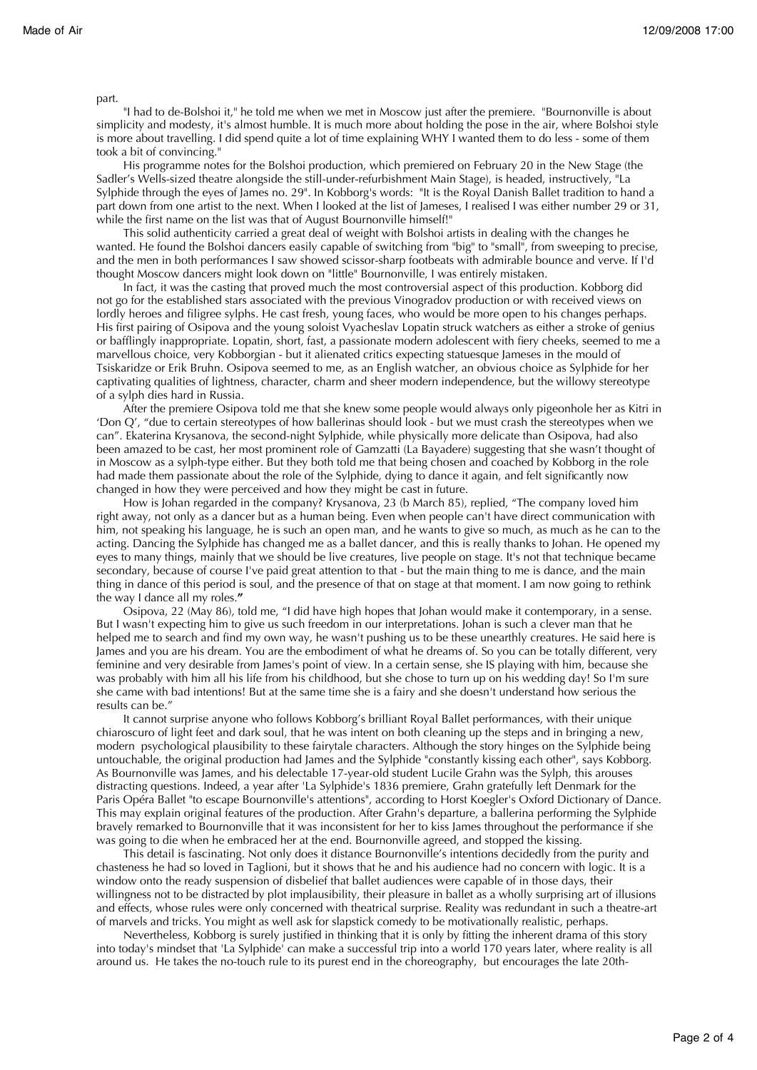part.

"I had to de-Bolshoi it," he told me when we met in Moscow just after the premiere. "Bournonville is about simplicity and modesty, it's almost humble. It is much more about holding the pose in the air, where Bolshoi style is more about travelling. I did spend quite a lot of time explaining WHY I wanted them to do less - some of them took a bit of convincing."

His programme notes for the Bolshoi production, which premiered on February 20 in the New Stage (the Sadler's Wells-sized theatre alongside the still-under-refurbishment Main Stage), is headed, instructively, "La Sylphide through the eyes of James no. 29". In Kobborg's words: "It is the Royal Danish Ballet tradition to hand a part down from one artist to the next. When I looked at the list of Jameses, I realised I was either number 29 or 31, while the first name on the list was that of August Bournonville himself!"

This solid authenticity carried a great deal of weight with Bolshoi artists in dealing with the changes he wanted. He found the Bolshoi dancers easily capable of switching from "big" to "small", from sweeping to precise, and the men in both performances I saw showed scissor-sharp footbeats with admirable bounce and verve. If I'd thought Moscow dancers might look down on "little" Bournonville, I was entirely mistaken.

In fact, it was the casting that proved much the most controversial aspect of this production. Kobborg did not go for the established stars associated with the previous Vinogradov production or with received views on lordly heroes and filigree sylphs. He cast fresh, young faces, who would be more open to his changes perhaps. His first pairing of Osipova and the young soloist Vyacheslav Lopatin struck watchers as either a stroke of genius or bafflingly inappropriate. Lopatin, short, fast, a passionate modern adolescent with fiery cheeks, seemed to me a marvellous choice, very Kobborgian - but it alienated critics expecting statuesque Jameses in the mould of Tsiskaridze or Erik Bruhn. Osipova seemed to me, as an English watcher, an obvious choice as Sylphide for her captivating qualities of lightness, character, charm and sheer modern independence, but the willowy stereotype of a sylph dies hard in Russia.

After the premiere Osipova told me that she knew some people would always only pigeonhole her as Kitri in 'Don Q', "due to certain stereotypes of how ballerinas should look - but we must crash the stereotypes when we can". Ekaterina Krysanova, the second-night Sylphide, while physically more delicate than Osipova, had also been amazed to be cast, her most prominent role of Gamzatti (La Bayadere) suggesting that she wasn't thought of in Moscow as a sylph-type either. But they both told me that being chosen and coached by Kobborg in the role had made them passionate about the role of the Sylphide, dying to dance it again, and felt significantly now changed in how they were perceived and how they might be cast in future.

How is Johan regarded in the company? Krysanova, 23 (b March 85), replied, "The company loved him right away, not only as a dancer but as a human being. Even when people can't have direct communication with him, not speaking his language, he is such an open man, and he wants to give so much, as much as he can to the acting. Dancing the Sylphide has changed me as a ballet dancer, and this is really thanks to Johan. He opened my eyes to many things, mainly that we should be live creatures, live people on stage. It's not that technique became secondary, because of course I've paid great attention to that - but the main thing to me is dance, and the main thing in dance of this period is soul, and the presence of that on stage at that moment. I am now going to rethink the way I dance all my roles."

Osipova, 22 (May 86), told me, "I did have high hopes that Johan would make it contemporary, in a sense. But I wasn't expecting him to give us such freedom in our interpretations. Johan is such a clever man that he helped me to search and find my own way, he wasn't pushing us to be these unearthly creatures. He said here is James and you are his dream. You are the embodiment of what he dreams of. So you can be totally different, very feminine and very desirable from James's point of view. In a certain sense, she IS playing with him, because she was probably with him all his life from his childhood, but she chose to turn up on his wedding day! So I'm sure she came with bad intentions! But at the same time she is a fairy and she doesn't understand how serious the results can be."

It cannot surprise anyone who follows Kobborg's brilliant Royal Ballet performances, with their unique chiaroscuro of light feet and dark soul, that he was intent on both cleaning up the steps and in bringing a new, modern psychological plausibility to these fairytale characters. Although the story hinges on the Sylphide being untouchable, the original production had James and the Sylphide "constantly kissing each other", says Kobborg. As Bournonville was James, and his delectable 17-year-old student Lucile Grahn was the Sylph, this arouses distracting questions. Indeed, a year after 'La Sylphide's 1836 premiere, Grahn gratefully left Denmark for the Paris Opéra Ballet "to escape Bournonville's attentions", according to Horst Koegler's Oxford Dictionary of Dance. This may explain original features of the production. After Grahn's departure, a ballerina performing the Sylphide bravely remarked to Bournonville that it was inconsistent for her to kiss James throughout the performance if she was going to die when he embraced her at the end. Bournonville agreed, and stopped the kissing.

This detail is fascinating. Not only does it distance Bournonville's intentions decidedly from the purity and chasteness he had so loved in Taglioni, but it shows that he and his audience had no concern with logic. It is a window onto the ready suspension of disbelief that ballet audiences were capable of in those days, their willingness not to be distracted by plot implausibility, their pleasure in ballet as a wholly surprising art of illusions and effects, whose rules were only concerned with theatrical surprise. Reality was redundant in such a theatre-art of marvels and tricks. You might as well ask for slapstick comedy to be motivationally realistic, perhaps.

Nevertheless, Kobborg is surely justified in thinking that it is only by fitting the inherent drama of this story into today's mindset that 'La Sylphide' can make a successful trip into a world 170 years later, where reality is all around us. He takes the no-touch rule to its purest end in the choreography, but encourages the late 20th-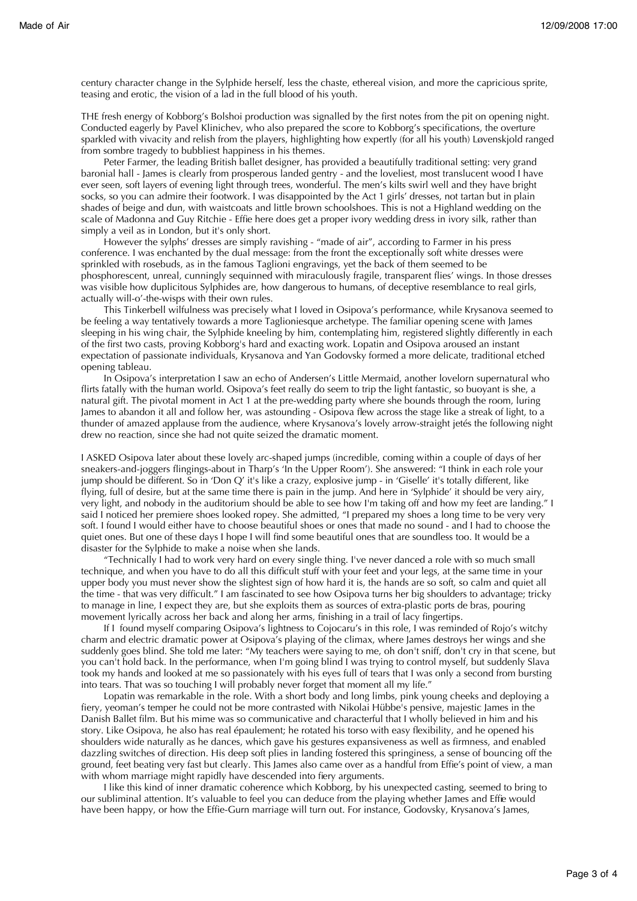century character change in the Sylphide herself, less the chaste, ethereal vision, and more the capricious sprite, teasing and erotic, the vision of a lad in the full blood of his youth.

THE fresh energy of Kobborg's Bolshoi production was signalled by the first notes from the pit on opening night. Conducted eagerly by Pavel Klinichev, who also prepared the score to Kobborg's specifications, the overture sparkled with vivacity and relish from the players, highlighting how expertly (for all his youth) Løvenskjold ranged from sombre tragedy to bubbliest happiness in his themes.

Peter Farmer, the leading British ballet designer, has provided a beautifully traditional setting: very grand baronial hall - James is clearly from prosperous landed gentry - and the loveliest, most translucent wood I have ever seen, soft layers of evening light through trees, wonderful. The men's kilts swirl well and they have bright socks, so you can admire their footwork. I was disappointed by the Act 1 girls' dresses, not tartan but in plain shades of beige and dun, with waistcoats and little brown schoolshoes. This is not a Highland wedding on the scale of Madonna and Guy Ritchie - Effie here does get a proper ivory wedding dress in ivory silk, rather than simply a veil as in London, but it's only short.

However the sylphs' dresses are simply ravishing - "made of air", according to Farmer in his press conference. I was enchanted by the dual message: from the front the exceptionally soft white dresses were sprinkled with rosebuds, as in the famous Taglioni engravings, yet the back of them seemed to be phosphorescent, unreal, cunningly sequinned with miraculously fragile, transparent flies' wings. In those dresses was visible how duplicitous Sylphides are, how dangerous to humans, of deceptive resemblance to real girls, actually will-o'-the-wisps with their own rules.

This Tinkerbell wilfulness was precisely what I loved in Osipova's performance, while Krysanova seemed to be feeling a way tentatively towards a more Taglioniesque archetype. The familiar opening scene with James sleeping in his wing chair, the Sylphide kneeling by him, contemplating him, registered slightly differently in each of the first two casts, proving Kobborg's hard and exacting work. Lopatin and Osipova aroused an instant expectation of passionate individuals, Krysanova and Yan Godovsky formed a more delicate, traditional etched opening tableau.

In Osipova's interpretation I saw an echo of Andersen's Little Mermaid, another lovelorn supernatural who flirts fatally with the human world. Osipova's feet really do seem to trip the light fantastic, so buoyant is she, a natural gift. The pivotal moment in Act 1 at the pre-wedding party where she bounds through the room, luring James to abandon it all and follow her, was astounding - Osipova flew across the stage like a streak of light, to a thunder of amazed applause from the audience, where Krysanova's lovely arrow-straight jetés the following night drew no reaction, since she had not quite seized the dramatic moment.

I ASKED Osipova later about these lovely arc-shaped jumps (incredible, coming within a couple of days of her sneakers-and-joggers flingings-about in Tharp's 'In the Upper Room'). She answered: "I think in each role your jump should be different. So in 'Don Q' it's like a crazy, explosive jump - in 'Giselle' it's totally different, like flying, full of desire, but at the same time there is pain in the jump. And here in 'Sylphide' it should be very airy, very light, and nobody in the auditorium should be able to see how I'm taking off and how my feet are landing." I said I noticed her premiere shoes looked ropey. She admitted, "I prepared my shoes a long time to be very very soft. I found I would either have to choose beautiful shoes or ones that made no sound - and I had to choose the quiet ones. But one of these days I hope I will find some beautiful ones that are soundless too. It would be a disaster for the Sylphide to make a noise when she lands.

"Technically I had to work very hard on every single thing. I've never danced a role with so much small technique, and when you have to do all this difficult stuff with your feet and your legs, at the same time in your upper body you must never show the slightest sign of how hard it is, the hands are so soft, so calm and quiet all the time - that was very difficult." I am fascinated to see how Osipova turns her big shoulders to advantage; tricky to manage in line, I expect they are, but she exploits them as sources of extra-plastic ports de bras, pouring movement lyrically across her back and along her arms, finishing in a trail of lacy fingertips.

If I found myself comparing Osipova's lightness to Cojocaru's in this role, I was reminded of Rojo's witchy charm and electric dramatic power at Osipova's playing of the climax, where James destroys her wings and she suddenly goes blind. She told me later: "My teachers were saying to me, oh don't sniff, don't cry in that scene, but you can't hold back. In the performance, when I'm going blind I was trying to control myself, but suddenly Slava took my hands and looked at me so passionately with his eyes full of tears that I was only a second from bursting into tears. That was so touching I will probably never forget that moment all my life."

Lopatin was remarkable in the role. With a short body and long limbs, pink young cheeks and deploying a fiery, yeoman's temper he could not be more contrasted with Nikolai Hübbe's pensive, majestic James in the Danish Ballet film. But his mime was so communicative and characterful that I wholly believed in him and his story. Like Osipova, he also has real épaulement; he rotated his torso with easy flexibility, and he opened his shoulders wide naturally as he dances, which gave his gestures expansiveness as well as firmness, and enabled dazzling switches of direction. His deep soft plies in landing fostered this springiness, a sense of bouncing off the ground, feet beating very fast but clearly. This James also came over as a handful from Effie's point of view, a man with whom marriage might rapidly have descended into fiery arguments.

I like this kind of inner dramatic coherence which Kobborg, by his unexpected casting, seemed to bring to our subliminal attention. It's valuable to feel you can deduce from the playing whether James and Effie would have been happy, or how the Effie-Gurn marriage will turn out. For instance, Godovsky, Krysanova's James,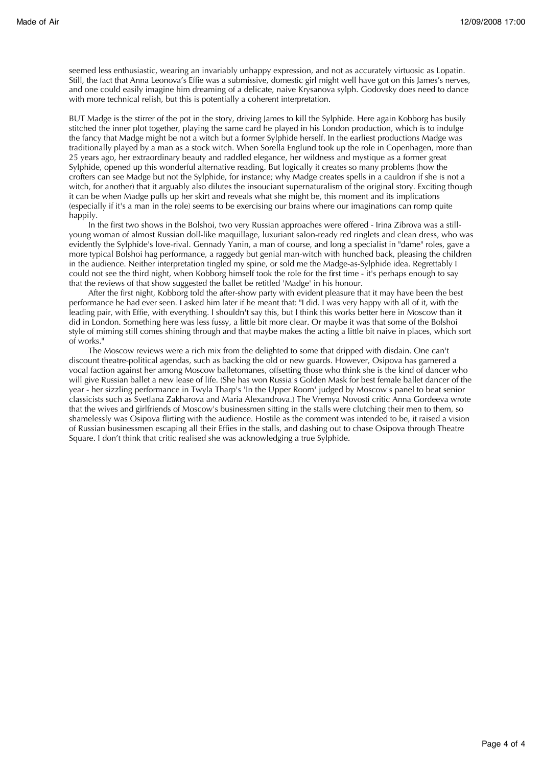seemed less enthusiastic, wearing an invariably unhappy expression, and not as accurately virtuosic as Lopatin. Still, the fact that Anna Leonova's Effie was a submissive, domestic girl might well have got on this James's nerves, and one could easily imagine him dreaming of a delicate, naive Krysanova sylph. Godovsky does need to dance with more technical relish, but this is potentially a coherent interpretation.

BUT Madge is the stirrer of the pot in the story, driving James to kill the Sylphide. Here again Kobborg has busily stitched the inner plot together, playing the same card he played in his London production, which is to indulge the fancy that Madge might be not a witch but a former Sylphide herself. In the earliest productions Madge was traditionally played by a man as a stock witch. When Sorella Englund took up the role in Copenhagen, more than 25 years ago, her extraordinary beauty and raddled elegance, her wildness and mystique as a former great Sylphide, opened up this wonderful alternative reading. But logically it creates so many problems (how the crofters can see Madge but not the Sylphide, for instance; why Madge creates spells in a cauldron if she is not a witch, for another) that it arguably also dilutes the insouciant supernaturalism of the original story. Exciting though it can be when Madge pulls up her skirt and reveals what she might be, this moment and its implications (especially if it's a man in the role) seems to be exercising our brains where our imaginations can romp quite happily.

In the first two shows in the Bolshoi, two very Russian approaches were offered - Irina Zibrova was a still-young woman of almost Russian doll-like maquillage, luxuriant salon-ready red ringlets and clean dress, who was evidently the Sylphide's love-rival. Gennady Yanin, a man of course, and long a specialist in "dame" roles, gave a more typical Bolshoi hag performance, a raggedy but genial man-witch with hunched back, pleasing the children in the audience. Neither interpretation tingled my spine, or sold me the Madge-as-Sylphide idea. Regrettably I could not see the third night, when Kobborg himself took the role for the first time - it's perhaps enough to say that the reviews of that show suggested the ballet be retitled 'Madge' in his honour.

After the first night, Kobborg told the after-show party with evident pleasure that it may have been the best performance he had ever seen. I asked him later if he meant that: "I did. I was very happy with all of it, with the leading pair, with Effie, with everything. I shouldn't say this, but I think this works better here in Moscow than it did in London. Something here was less fussy, a little bit more clear. Or maybe it was that some of the Bolshoi style of miming still comes shining through and that maybe makes the acting a little bit naive in places, which sort of works."

The Moscow reviews were a rich mix from the delighted to some that dripped with disdain. One can't discount theatre-political agendas, such as backing the old or new guards. However, Osipova has garnered a vocal faction against her among Moscow balletomanes, offsetting those who think she is the kind of dancer who will give Russian ballet a new lease of life. (She has won Russia's Golden Mask for best female ballet dancer of the year - her sizzling performance in Twyla Tharp's 'In the Upper Room' judged by Moscow's panel to beat senior classicists such as Svetlana Zakharova and Maria Alexandrova.) The Vremya Novosti critic Anna Gordeeva wrote that the wives and girlfriends of Moscow's businessmen sitting in the stalls were clutching their men to them, so shamelessly was Osipova flirting with the audience. Hostile as the comment was intended to be, it raised a vision of Russian businessmen escaping all their Effies in the stalls, and dashing out to chase Osipova through Theatre Square. I don't think that critic realised she was acknowledging a true Sylphide.